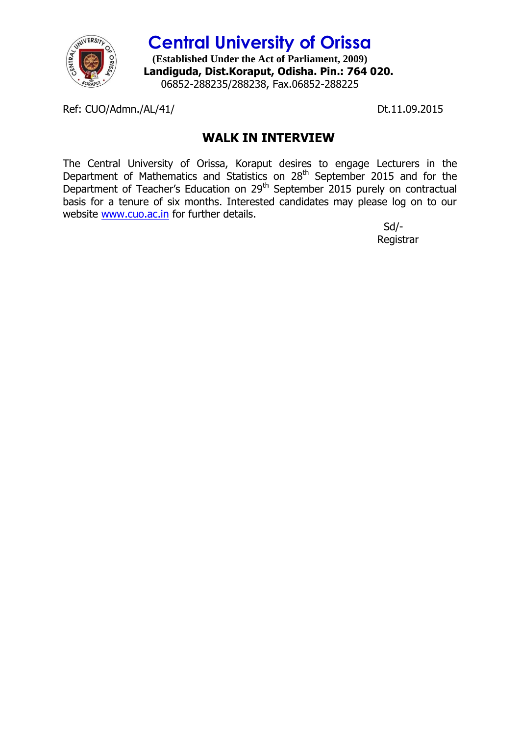# Central University of Orissa

**(Established Under the Act of Parliament, 2009)**
**Landiguda, Dist.Koraput, Odisha. Pin.: 764 020.**
06852-288235/288238, Fax.06852-288225

Ref: CUO/Admn./AL/41/ Dt.11.09.2015

## WALK IN INTERVIEW

The Central University of Orissa, Koraput desires to engage Lecturers in the Department of Mathematics and Statistics on 28th September 2015 and for the Department of Teacher's Education on 29th September 2015 purely on contractual basis for a tenure of six months. Interested candidates may please log on to our website www.cuo.ac.in for further details.

Sd/-
Registrar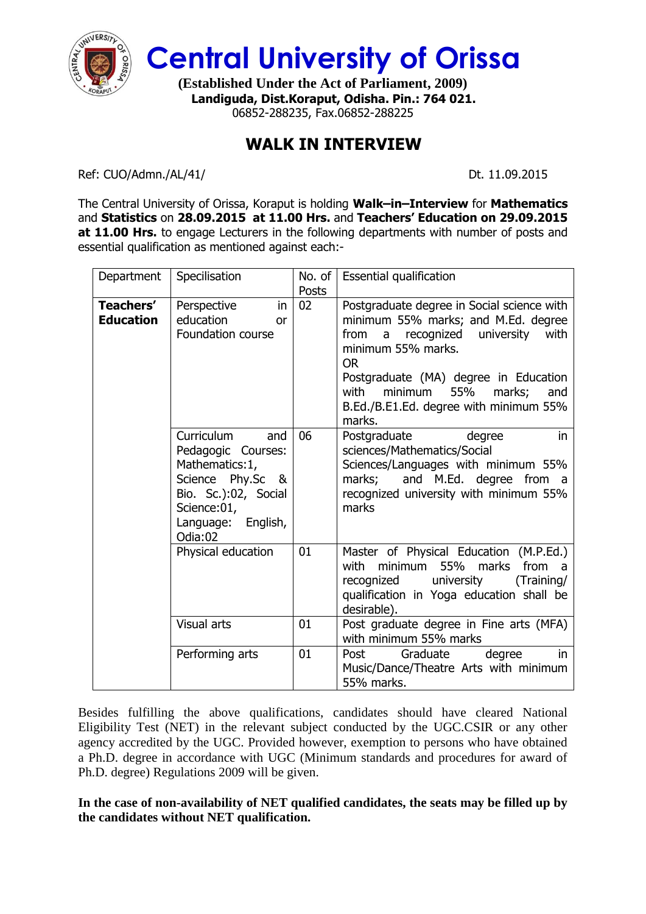# Central University of Orissa

**(Established Under the Act of Parliament, 2009)**
**Landiguda, Dist.Koraput, Odisha. Pin.: 764 021.**
06852-288235, Fax.06852-288225

## WALK IN INTERVIEW

Ref: CUO/Admn./AL/41/ Dt. 11.09.2015

The Central University of Orissa, Koraput is holding **Walk–in–Interview** for **Mathematics** and **Statistics** on **28.09.2015 at 11.00 Hrs.** and **Teachers' Education on 29.09.2015 at 11.00 Hrs.** to engage Lecturers in the following departments with number of posts and essential qualification as mentioned against each:-

| Department | Specilisation | No. of Posts | Essential qualification |
|---|---|---|---|
| **Teachers' Education** | Perspective in education or Foundation course | 02 | Postgraduate degree in Social science with minimum 55% marks; and M.Ed. degree from a recognized university with minimum 55% marks.<br>OR<br>Postgraduate (MA) degree in Education with minimum 55% marks; and B.Ed./B.E1.Ed. degree with minimum 55% marks. |
| | Curriculum and Pedagogic Courses: Mathematics:1, Science Phy.Sc & Bio. Sc.):02, Social Science:01, Language: English, Odia:02 | 06 | Postgraduate degree in sciences/Mathematics/Social Sciences/Languages with minimum 55% marks; and M.Ed. degree from a recognized university with minimum 55% marks |
| | Physical education | 01 | Master of Physical Education (M.P.Ed.) with minimum 55% marks from a recognized university (Training/ qualification in Yoga education shall be desirable). |
| | Visual arts | 01 | Post graduate degree in Fine arts (MFA) with minimum 55% marks |
| | Performing arts | 01 | Post Graduate degree in Music/Dance/Theatre Arts with minimum 55% marks. |

Besides fulfilling the above qualifications, candidates should have cleared National Eligibility Test (NET) in the relevant subject conducted by the UGC.CSIR or any other agency accredited by the UGC. Provided however, exemption to persons who have obtained a Ph.D. degree in accordance with UGC (Minimum standards and procedures for award of Ph.D. degree) Regulations 2009 will be given.

**In the case of non-availability of NET qualified candidates, the seats may be filled up by the candidates without NET qualification.**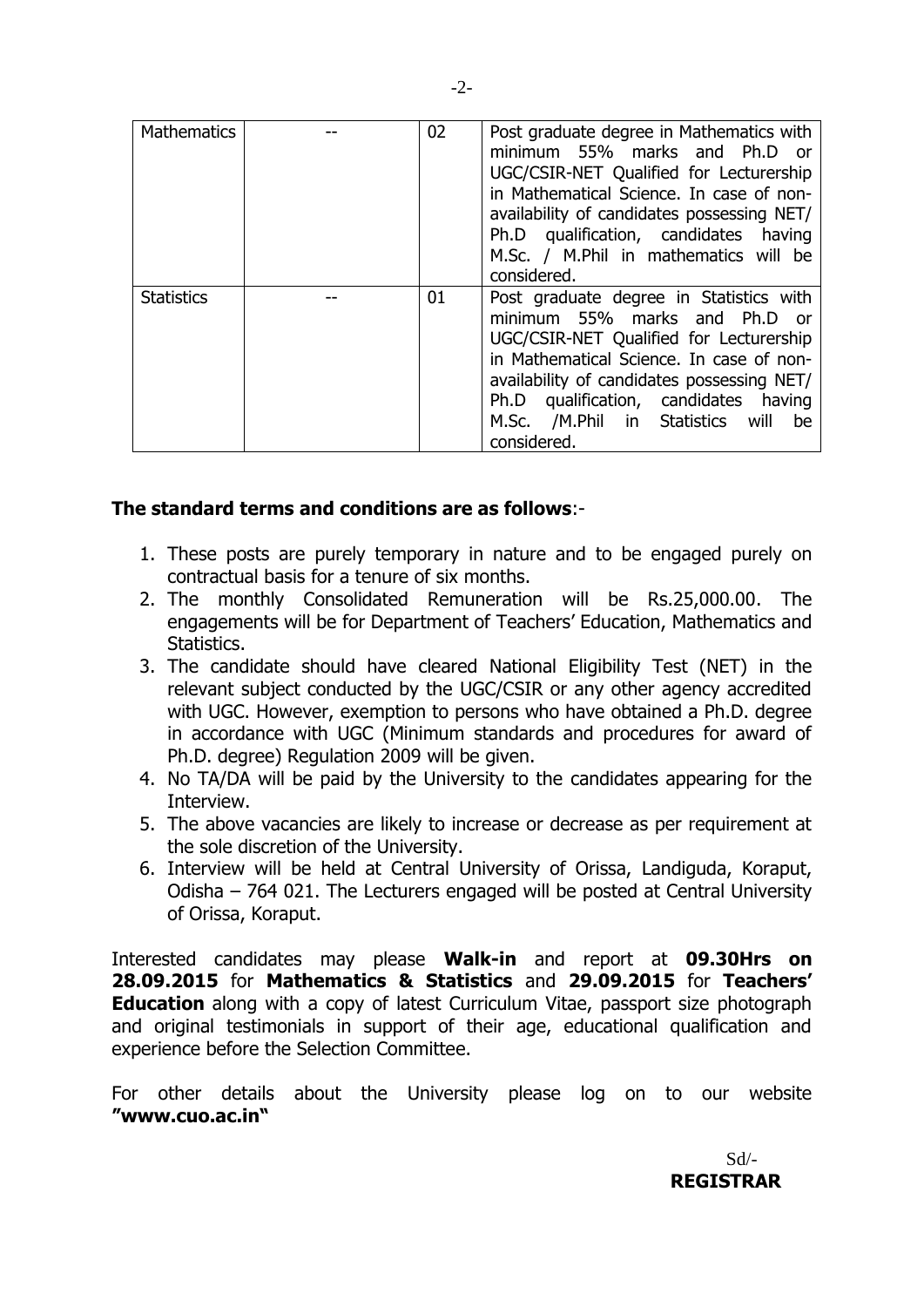| | | | |
|---|---|---|---|
| Mathematics | -- | 02 | Post graduate degree in Mathematics with minimum 55% marks and Ph.D or UGC/CSIR-NET Qualified for Lecturership in Mathematical Science. In case of non-availability of candidates possessing NET/ Ph.D qualification, candidates having M.Sc. / M.Phil in mathematics will be considered. |
| Statistics | -- | 01 | Post graduate degree in Statistics with minimum 55% marks and Ph.D or UGC/CSIR-NET Qualified for Lecturership in Mathematical Science. In case of non-availability of candidates possessing NET/ Ph.D qualification, candidates having M.Sc. /M.Phil in Statistics will be considered. |

**The standard terms and conditions are as follows**:-

1. These posts are purely temporary in nature and to be engaged purely on contractual basis for a tenure of six months.
2. The monthly Consolidated Remuneration will be Rs.25,000.00. The engagements will be for Department of Teachers' Education, Mathematics and Statistics.
3. The candidate should have cleared National Eligibility Test (NET) in the relevant subject conducted by the UGC/CSIR or any other agency accredited with UGC. However, exemption to persons who have obtained a Ph.D. degree in accordance with UGC (Minimum standards and procedures for award of Ph.D. degree) Regulation 2009 will be given.
4. No TA/DA will be paid by the University to the candidates appearing for the Interview.
5. The above vacancies are likely to increase or decrease as per requirement at the sole discretion of the University.
6. Interview will be held at Central University of Orissa, Landiguda, Koraput, Odisha – 764 021. The Lecturers engaged will be posted at Central University of Orissa, Koraput.

Interested candidates may please **Walk-in** and report at **09.30Hrs on 28.09.2015** for **Mathematics & Statistics** and **29.09.2015** for **Teachers' Education** along with a copy of latest Curriculum Vitae, passport size photograph and original testimonials in support of their age, educational qualification and experience before the Selection Committee.

For other details about the University please log on to our website **"www.cuo.ac.in"**

Sd/-
**REGISTRAR**